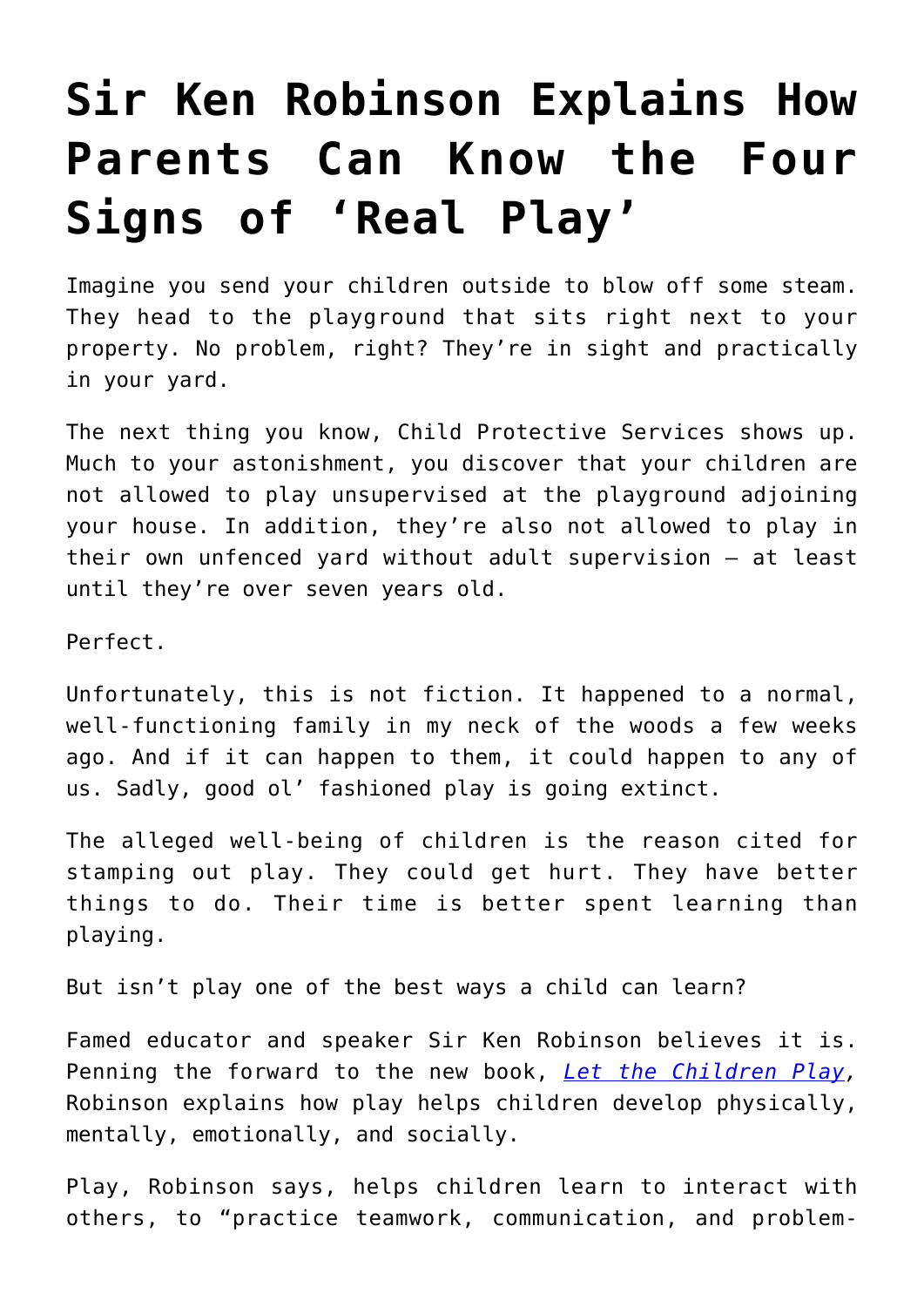# Sir Ken Robinson Explains How Parents Can Know the Four Signs of 'Real Play'

Imagine you send your children outside to blow off some steam. They head to the playground that sits right next to your property. No problem, right? They're in sight and practically in your yard.

The next thing you know, Child Protective Services shows up. Much to your astonishment, you discover that your children are not allowed to play unsupervised at the playground adjoining your house. In addition, they're also not allowed to play in their own unfenced yard without adult supervision – at least until they're over seven years old.

Perfect.

Unfortunately, this is not fiction. It happened to a normal, well-functioning family in my neck of the woods a few weeks ago. And if it can happen to them, it could happen to any of us. Sadly, good ol' fashioned play is going extinct.

The alleged well-being of children is the reason cited for stamping out play. They could get hurt. They have better things to do. Their time is better spent learning than playing.

But isn't play one of the best ways a child can learn?

Famed educator and speaker Sir Ken Robinson believes it is. Penning the forward to the new book, *Let the Children Play*, Robinson explains how play helps children develop physically, mentally, emotionally, and socially.

Play, Robinson says, helps children learn to interact with others, to "practice teamwork, communication, and problem-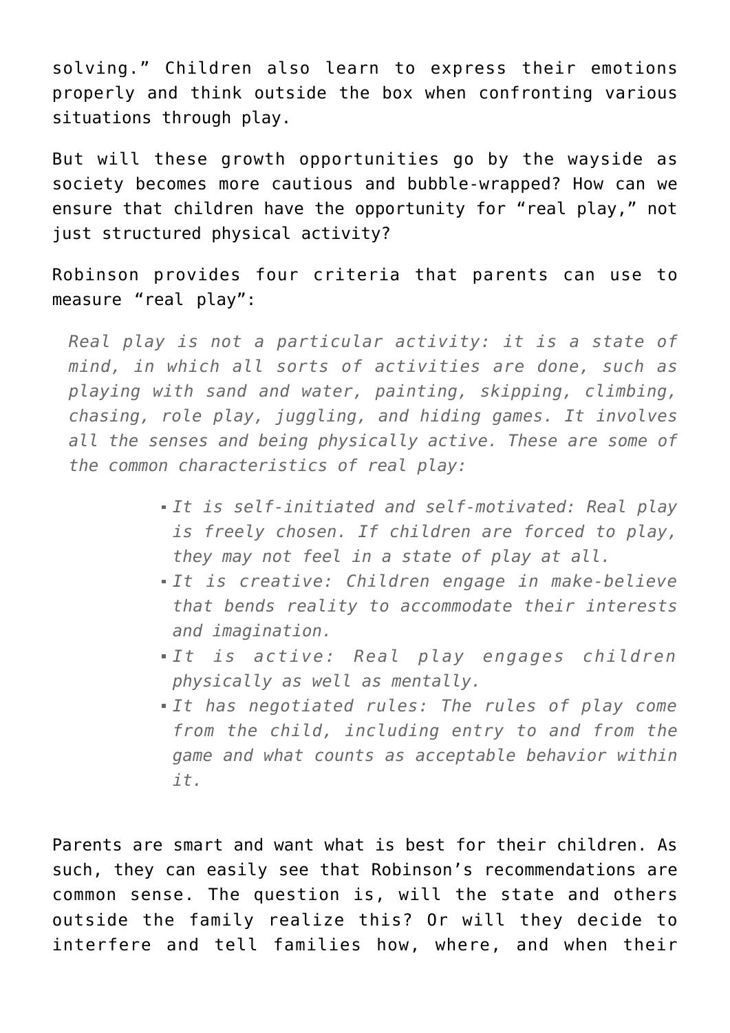solving." Children also learn to express their emotions properly and think outside the box when confronting various situations through play.

But will these growth opportunities go by the wayside as society becomes more cautious and bubble-wrapped? How can we ensure that children have the opportunity for "real play," not just structured physical activity?

Robinson provides four criteria that parents can use to measure "real play":

> *Real play is not a particular activity: it is a state of mind, in which all sorts of activities are done, such as playing with sand and water, painting, skipping, climbing, chasing, role play, juggling, and hiding games. It involves all the senses and being physically active. These are some of the common characteristics of real play:*
>
> - *It is self-initiated and self-motivated: Real play is freely chosen. If children are forced to play, they may not feel in a state of play at all.*
> - *It is creative: Children engage in make-believe that bends reality to accommodate their interests and imagination.*
> - *It is active: Real play engages children physically as well as mentally.*
> - *It has negotiated rules: The rules of play come from the child, including entry to and from the game and what counts as acceptable behavior within it.*

Parents are smart and want what is best for their children. As such, they can easily see that Robinson's recommendations are common sense. The question is, will the state and others outside the family realize this? Or will they decide to interfere and tell families how, where, and when their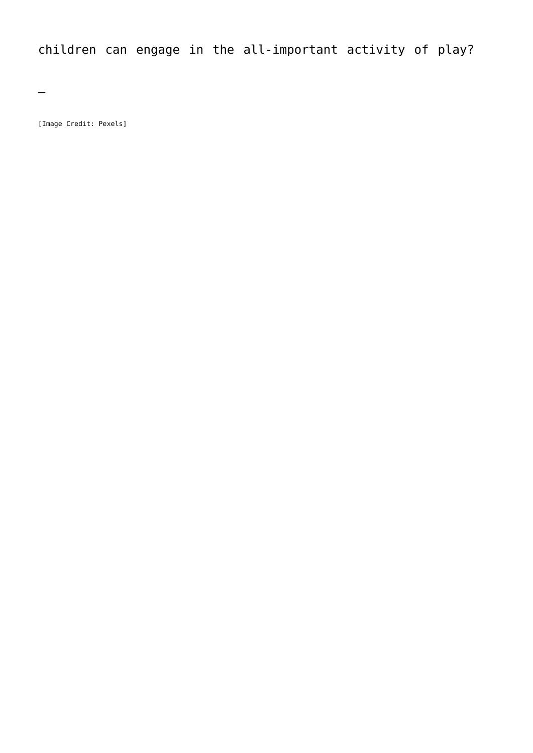children can engage in the all-important activity of play?

—

[Image Credit: Pexels]